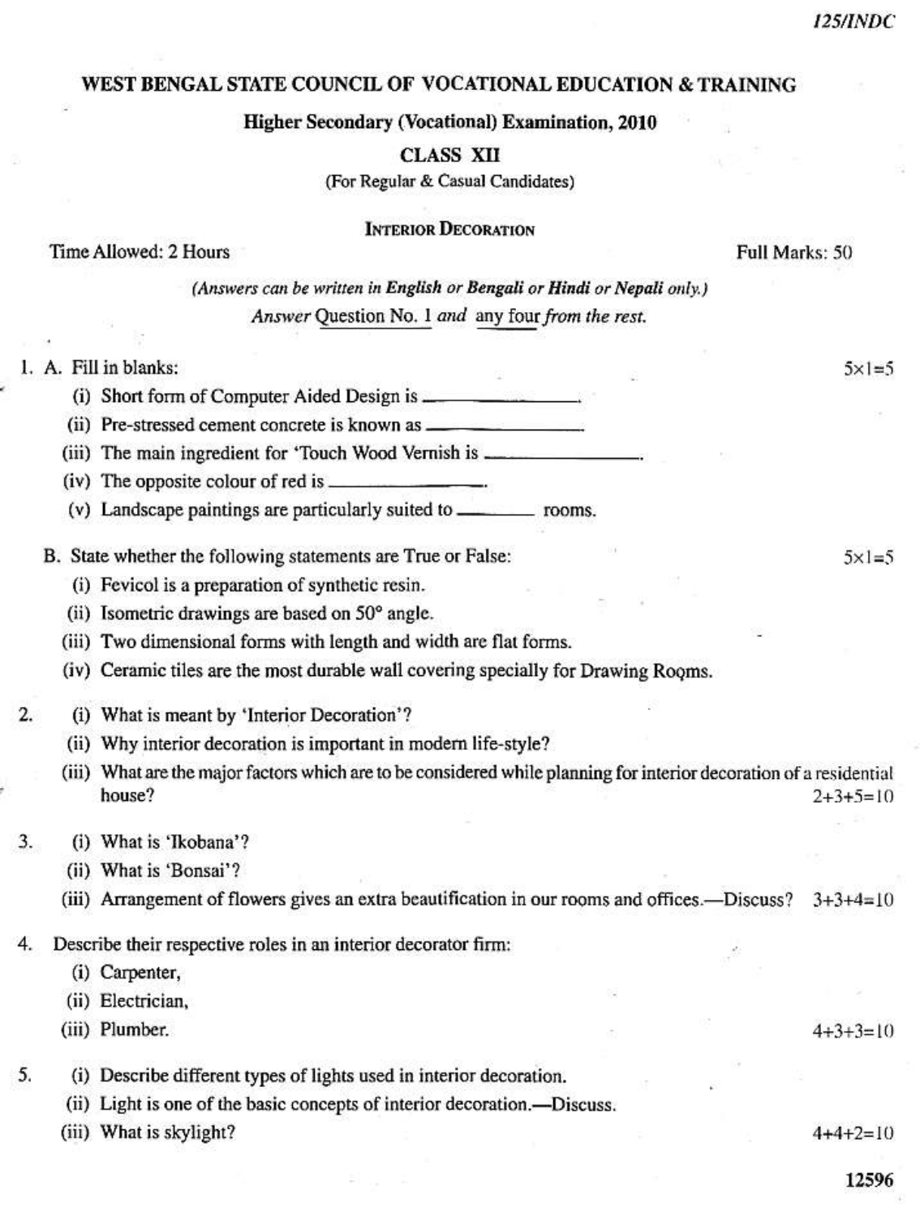# WEST BENGAL STATE COUNCIL OF VOCATIONAL EDUCATION & TRAINING

**Higher Secondary (Vocational) Examination, 2010**

**CLASS XII**

(For Regular & Casual Candidates)

**INTERIOR DECORATION**

Time Allowed: 2 Hours — Full Marks: 50

*(Answers can be written in **English** or **Bengali** or **Hindi** or **Nepali** only.)*

*Answer* Question No. 1 *and* any four *from the rest.*

1\. A. Fill in blanks: — 5×1=5

(i) Short form of Computer Aided Design is ______________.

(ii) Pre-stressed cement concrete is known as ______________

(iii) The main ingredient for 'Touch Wood Vernish is ______________.

(iv) The opposite colour of red is ______________.

(v) Landscape paintings are particularly suited to ________ rooms.

B. State whether the following statements are True or False: — 5×1=5

(i) Fevicol is a preparation of synthetic resin.

(ii) Isometric drawings are based on 50° angle.

(iii) Two dimensional forms with length and width are flat forms.

(iv) Ceramic tiles are the most durable wall covering specially for Drawing Rooms.

2\. (i) What is meant by 'Interior Decoration'?

(ii) Why interior decoration is important in modern life-style?

(iii) What are the major factors which are to be considered while planning for interior decoration of a residential house? — 2+3+5=10

3\. (i) What is 'Ikobana'?

(ii) What is 'Bonsai'?

(iii) Arrangement of flowers gives an extra beautification in our rooms and offices.—Discuss? — 3+3+4=10

4\. Describe their respective roles in an interior decorator firm:

(i) Carpenter,

(ii) Electrician,

(iii) Plumber. — 4+3+3=10

5\. (i) Describe different types of lights used in interior decoration.

(ii) Light is one of the basic concepts of interior decoration.—Discuss.

(iii) What is skylight? — 4+4+2=10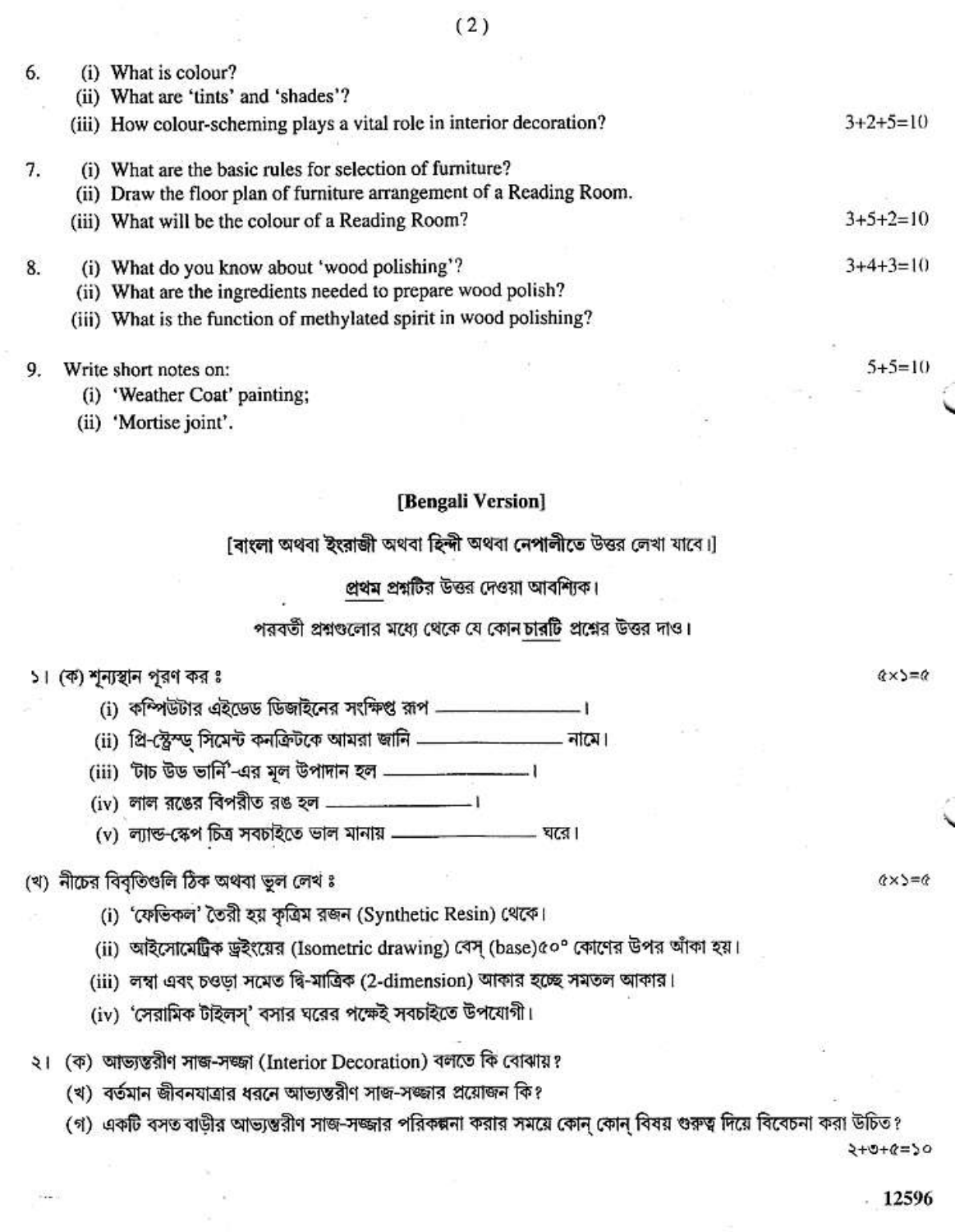6. (i) What is colour?
   (ii) What are 'tints' and 'shades'?
   (iii) How colour-scheming plays a vital role in interior decoration? 3+2+5=10

7. (i) What are the basic rules for selection of furniture?
   (ii) Draw the floor plan of furniture arrangement of a Reading Room.
   (iii) What will be the colour of a Reading Room? 3+5+2=10

8. (i) What do you know about 'wood polishing'? 3+4+3=10
   (ii) What are the ingredients needed to prepare wood polish?
   (iii) What is the function of methylated spirit in wood polishing?

9. Write short notes on: 5+5=10
   (i) 'Weather Coat' painting;
   (ii) 'Mortise joint'.

## [Bengali Version]

[বাংলা অথবা ইংরাজী অথবা হিন্দী অথবা নেপালীতে উত্তর লেখা যাবে।]

প্রথম প্রশ্নটির উত্তর দেওয়া আবশ্যিক।

পরবর্তী প্রশ্নগুলোর মধ্যে থেকে যে কোন চারটি প্রশ্নের উত্তর দাও।

১। (ক) শূন্যস্থান পূরণ কর ঃ ৫×১=৫

(i) কম্পিউটার এইডেড ডিজাইনের সংক্ষিপ্ত রূপ ____________।

(ii) প্রি-স্ট্রেস্ড্ সিমেন্ট কনক্রিটকে আমরা জানি ____________ নামে।

(iii) 'টাচ উড ভার্নি'-এর মূল উপাদান হল ____________।

(iv) লাল রঙের বিপরীত রঙ হল ____________।

(v) ল্যান্ড-স্কেপ চিত্র সবচাইতে ভাল মানায় ____________ ঘরে।

(খ) নীচের বিবৃতিগুলি ঠিক অথবা ভুল লেখ ঃ ৫×১=৫

(i) 'ফেভিকল' তৈরী হয় কৃত্রিম রজন (Synthetic Resin) থেকে।

(ii) আইসোমেট্রিক ড্রইংয়ের (Isometric drawing) বেস্ (base)৫০° কোণের উপর আঁকা হয়।

(iii) লম্বা এবং চওড়া সমেত দ্বি-মাত্রিক (2-dimension) আকার হচ্ছে সমতল আকার।

(iv) 'সেরামিক টাইলস্' বসার ঘরের পক্ষেই সবচাইতে উপযোগী।

২। (ক) আভ্যন্তরীণ সাজ-সজ্জা (Interior Decoration) বলতে কি বোঝায়?

(খ) বর্তমান জীবনযাত্রার ধরনে আভ্যন্তরীণ সাজ-সজ্জার প্রয়োজন কি?

(গ) একটি বসত বাড়ীর আভ্যন্তরীণ সাজ-সজ্জার পরিকল্পনা করার সময়ে কোন্ কোন্ বিষয় গুরুত্ব দিয়ে বিবেচনা করা উচিত? ২+৩+৫=১০

12596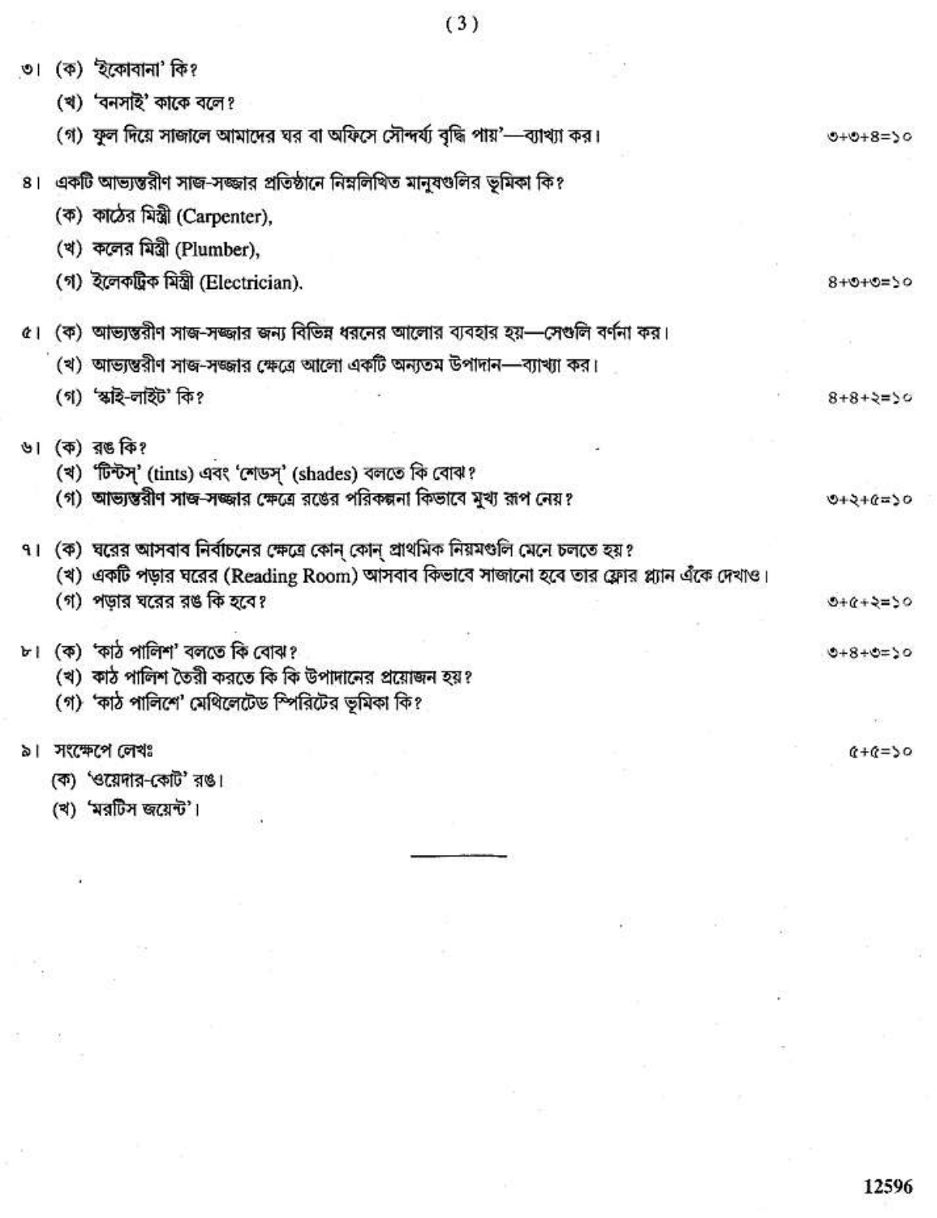৩। (ক) 'ইকোবানা' কি?

(খ) 'বনসাই' কাকে বলে?

(গ) ফুল দিয়ে সাজালে আমাদের ঘর বা অফিসে সৌন্দর্য্য বৃদ্ধি পায়'—ব্যাখ্যা কর। ৩+৩+৪=১০

৪। একটি আভ্যন্তরীণ সাজ-সজ্জার প্রতিষ্ঠানে নিম্নলিখিত মানুষগুলির ভূমিকা কি?

(ক) কাঠের মিস্ত্রী (Carpenter),

(খ) কলের মিস্ত্রী (Plumber),

(গ) ইলেকট্রিক মিস্ত্রী (Electrician). ৪+৩+৩=১০

৫। (ক) আভ্যন্তরীণ সাজ-সজ্জার জন্য বিভিন্ন ধরনের আলোর ব্যবহার হয়—সেগুলি বর্ণনা কর।

(খ) আভ্যন্তরীণ সাজ-সজ্জার ক্ষেত্রে আলো একটি অন্যতম উপাদান—ব্যাখ্যা কর।

(গ) 'স্কাই-লাইট' কি? ৪+৪+২=১০

৬। (ক) রঙ কি?

(খ) 'টিন্টস্' (tints) এবং 'শেডস্' (shades) বলতে কি বোঝ?

(গ) আভ্যন্তরীণ সাজ-সজ্জার ক্ষেত্রে রঙের পরিকল্পনা কিভাবে মুখ্য রূপ নেয়? ৩+২+৫=১০

৭। (ক) ঘরের আসবাব নির্বাচনের ক্ষেত্রে কোন্ কোন্ প্রাথমিক নিয়মগুলি মেনে চলতে হয়?

(খ) একটি পড়ার ঘরের (Reading Room) আসবাব কিভাবে সাজানো হবে তার ফ্লোর প্ল্যান এঁকে দেখাও।

(গ) পড়ার ঘরের রঙ কি হবে? ৩+৫+২=১০

৮। (ক) 'কাঠ পালিশ' বলতে কি বোঝ? ৩+৪+৩=১০

(খ) কাঠ পালিশ তৈরী করতে কি কি উপাদানের প্রয়োজন হয়?

(গ) 'কাঠ পালিশে' মেথিলেটেড স্পিরিটের ভূমিকা কি?

৯। সংক্ষেপে লেখঃ ৫+৫=১০

(ক) 'ওয়েদার-কোট' রঙ।

(খ) 'মরটিস জয়েন্ট'।

12596